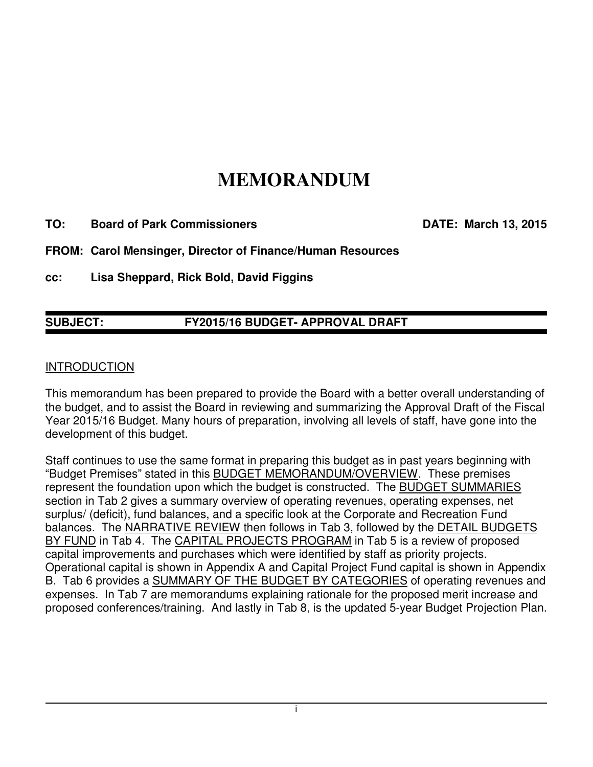# MEMORANDUM

**TO:** **Board of Park Commissioners** **DATE: March 13, 2015**

**FROM: Carol Mensinger, Director of Finance/Human Resources**

**cc:** **Lisa Sheppard, Rick Bold, David Figgins**

**SUBJECT:** **FY2015/16 BUDGET- APPROVAL DRAFT**

## INTRODUCTION

This memorandum has been prepared to provide the Board with a better overall understanding of the budget, and to assist the Board in reviewing and summarizing the Approval Draft of the Fiscal Year 2015/16 Budget. Many hours of preparation, involving all levels of staff, have gone into the development of this budget.

Staff continues to use the same format in preparing this budget as in past years beginning with "Budget Premises" stated in this BUDGET MEMORANDUM/OVERVIEW. These premises represent the foundation upon which the budget is constructed. The BUDGET SUMMARIES section in Tab 2 gives a summary overview of operating revenues, operating expenses, net surplus/ (deficit), fund balances, and a specific look at the Corporate and Recreation Fund balances. The NARRATIVE REVIEW then follows in Tab 3, followed by the DETAIL BUDGETS BY FUND in Tab 4. The CAPITAL PROJECTS PROGRAM in Tab 5 is a review of proposed capital improvements and purchases which were identified by staff as priority projects. Operational capital is shown in Appendix A and Capital Project Fund capital is shown in Appendix B. Tab 6 provides a SUMMARY OF THE BUDGET BY CATEGORIES of operating revenues and expenses. In Tab 7 are memorandums explaining rationale for the proposed merit increase and proposed conferences/training. And lastly in Tab 8, is the updated 5-year Budget Projection Plan.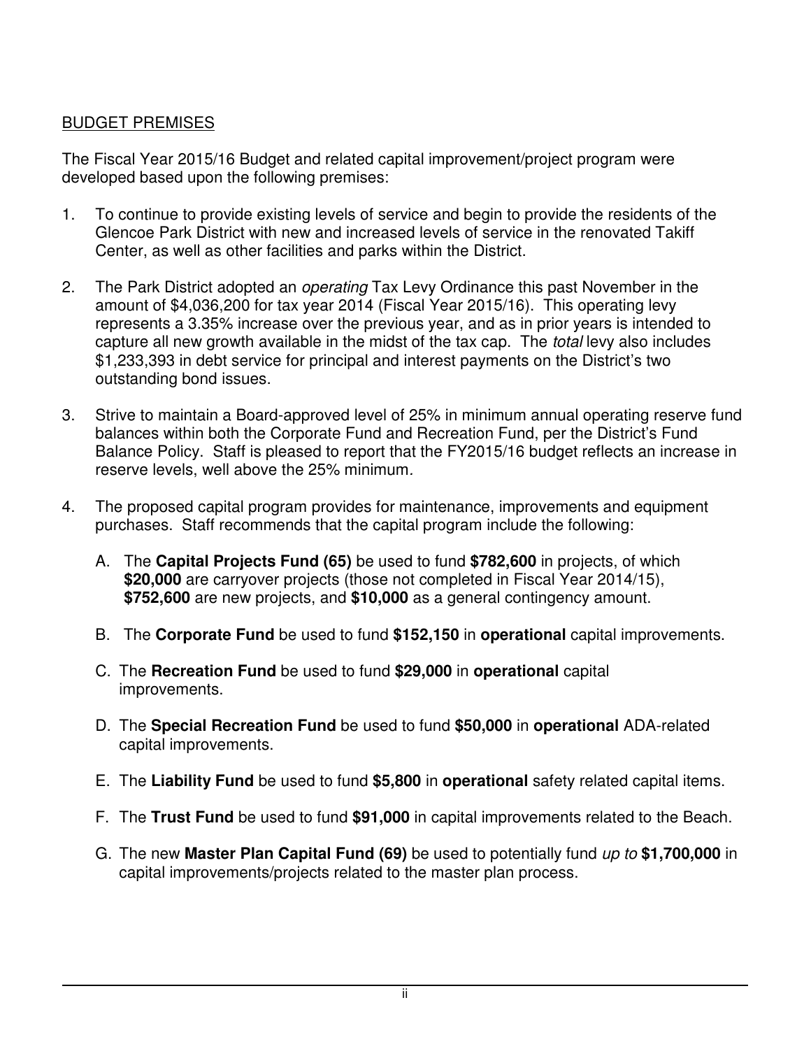## BUDGET PREMISES

The Fiscal Year 2015/16 Budget and related capital improvement/project program were developed based upon the following premises:

1. To continue to provide existing levels of service and begin to provide the residents of the Glencoe Park District with new and increased levels of service in the renovated Takiff Center, as well as other facilities and parks within the District.

2. The Park District adopted an *operating* Tax Levy Ordinance this past November in the amount of $4,036,200 for tax year 2014 (Fiscal Year 2015/16). This operating levy represents a 3.35% increase over the previous year, and as in prior years is intended to capture all new growth available in the midst of the tax cap. The *total* levy also includes $1,233,393 in debt service for principal and interest payments on the District's two outstanding bond issues.

3. Strive to maintain a Board-approved level of 25% in minimum annual operating reserve fund balances within both the Corporate Fund and Recreation Fund, per the District's Fund Balance Policy. Staff is pleased to report that the FY2015/16 budget reflects an increase in reserve levels, well above the 25% minimum.

4. The proposed capital program provides for maintenance, improvements and equipment purchases. Staff recommends that the capital program include the following:

   A. The **Capital Projects Fund (65)** be used to fund **$782,600** in projects, of which **$20,000** are carryover projects (those not completed in Fiscal Year 2014/15), **$752,600** are new projects, and **$10,000** as a general contingency amount.

   B. The **Corporate Fund** be used to fund **$152,150** in **operational** capital improvements.

   C. The **Recreation Fund** be used to fund **$29,000** in **operational** capital improvements.

   D. The **Special Recreation Fund** be used to fund **$50,000** in **operational** ADA-related capital improvements.

   E. The **Liability Fund** be used to fund **$5,800** in **operational** safety related capital items.

   F. The **Trust Fund** be used to fund **$91,000** in capital improvements related to the Beach.

   G. The new **Master Plan Capital Fund (69)** be used to potentially fund *up to* **$1,700,000** in capital improvements/projects related to the master plan process.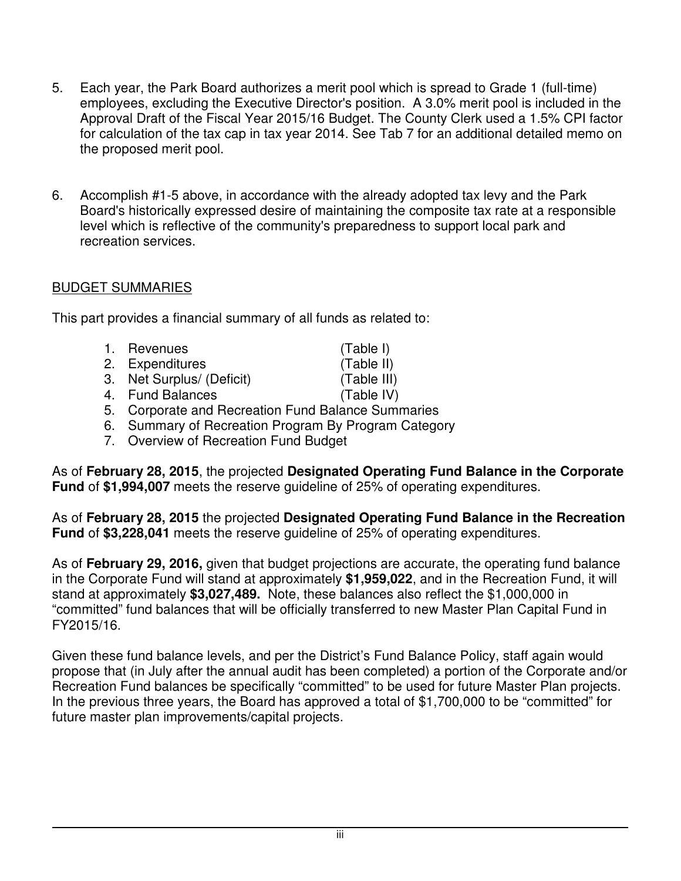5. Each year, the Park Board authorizes a merit pool which is spread to Grade 1 (full-time) employees, excluding the Executive Director's position. A 3.0% merit pool is included in the Approval Draft of the Fiscal Year 2015/16 Budget. The County Clerk used a 1.5% CPI factor for calculation of the tax cap in tax year 2014. See Tab 7 for an additional detailed memo on the proposed merit pool.

6. Accomplish #1-5 above, in accordance with the already adopted tax levy and the Park Board's historically expressed desire of maintaining the composite tax rate at a responsible level which is reflective of the community's preparedness to support local park and recreation services.

## BUDGET SUMMARIES

This part provides a financial summary of all funds as related to:

1. Revenues (Table I)
2. Expenditures (Table II)
3. Net Surplus/ (Deficit) (Table III)
4. Fund Balances (Table IV)
5. Corporate and Recreation Fund Balance Summaries
6. Summary of Recreation Program By Program Category
7. Overview of Recreation Fund Budget

As of **February 28, 2015**, the projected **Designated Operating Fund Balance in the Corporate Fund** of **$1,994,007** meets the reserve guideline of 25% of operating expenditures.

As of **February 28, 2015** the projected **Designated Operating Fund Balance in the Recreation Fund** of **$3,228,041** meets the reserve guideline of 25% of operating expenditures.

As of **February 29, 2016,** given that budget projections are accurate, the operating fund balance in the Corporate Fund will stand at approximately **$1,959,022**, and in the Recreation Fund, it will stand at approximately **$3,027,489.** Note, these balances also reflect the $1,000,000 in "committed" fund balances that will be officially transferred to new Master Plan Capital Fund in FY2015/16.

Given these fund balance levels, and per the District's Fund Balance Policy, staff again would propose that (in July after the annual audit has been completed) a portion of the Corporate and/or Recreation Fund balances be specifically "committed" to be used for future Master Plan projects. In the previous three years, the Board has approved a total of $1,700,000 to be "committed" for future master plan improvements/capital projects.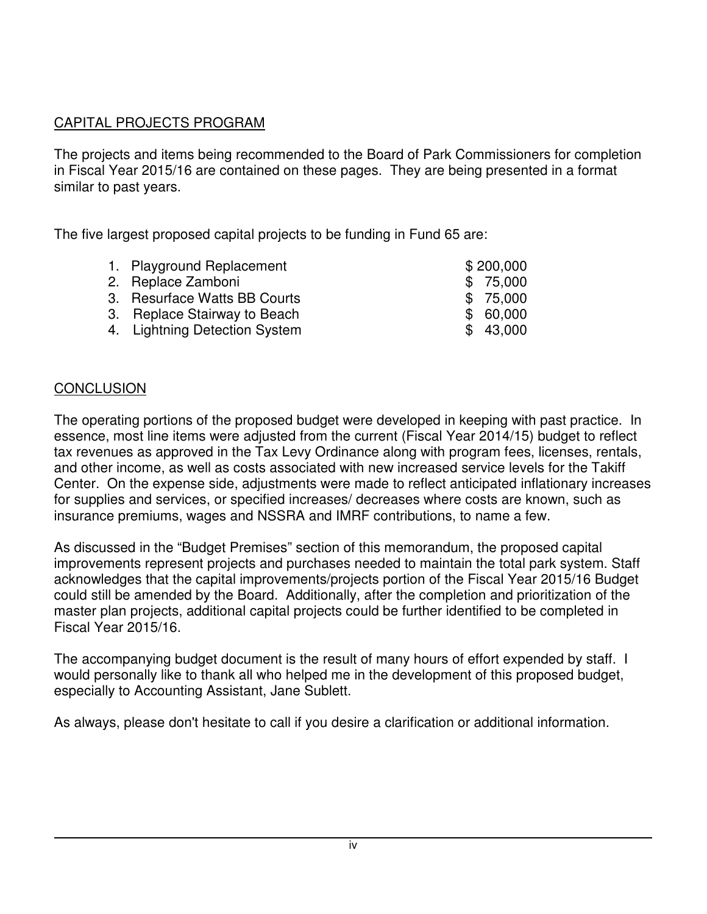<u>CAPITAL PROJECTS PROGRAM</u>

The projects and items being recommended to the Board of Park Commissioners for completion in Fiscal Year 2015/16 are contained on these pages. They are being presented in a format similar to past years.

The five largest proposed capital projects to be funding in Fund 65 are:

| | | |
|---|---|---|
| 1. | Playground Replacement | \$ 200,000 |
| 2. | Replace Zamboni | \$ 75,000 |
| 3. | Resurface Watts BB Courts | \$ 75,000 |
| 3. | Replace Stairway to Beach | \$ 60,000 |
| 4. | Lightning Detection System | \$ 43,000 |

<u>CONCLUSION</u>

The operating portions of the proposed budget were developed in keeping with past practice. In essence, most line items were adjusted from the current (Fiscal Year 2014/15) budget to reflect tax revenues as approved in the Tax Levy Ordinance along with program fees, licenses, rentals, and other income, as well as costs associated with new increased service levels for the Takiff Center. On the expense side, adjustments were made to reflect anticipated inflationary increases for supplies and services, or specified increases/ decreases where costs are known, such as insurance premiums, wages and NSSRA and IMRF contributions, to name a few.

As discussed in the "Budget Premises" section of this memorandum, the proposed capital improvements represent projects and purchases needed to maintain the total park system. Staff acknowledges that the capital improvements/projects portion of the Fiscal Year 2015/16 Budget could still be amended by the Board. Additionally, after the completion and prioritization of the master plan projects, additional capital projects could be further identified to be completed in Fiscal Year 2015/16.

The accompanying budget document is the result of many hours of effort expended by staff. I would personally like to thank all who helped me in the development of this proposed budget, especially to Accounting Assistant, Jane Sublett.

As always, please don't hesitate to call if you desire a clarification or additional information.